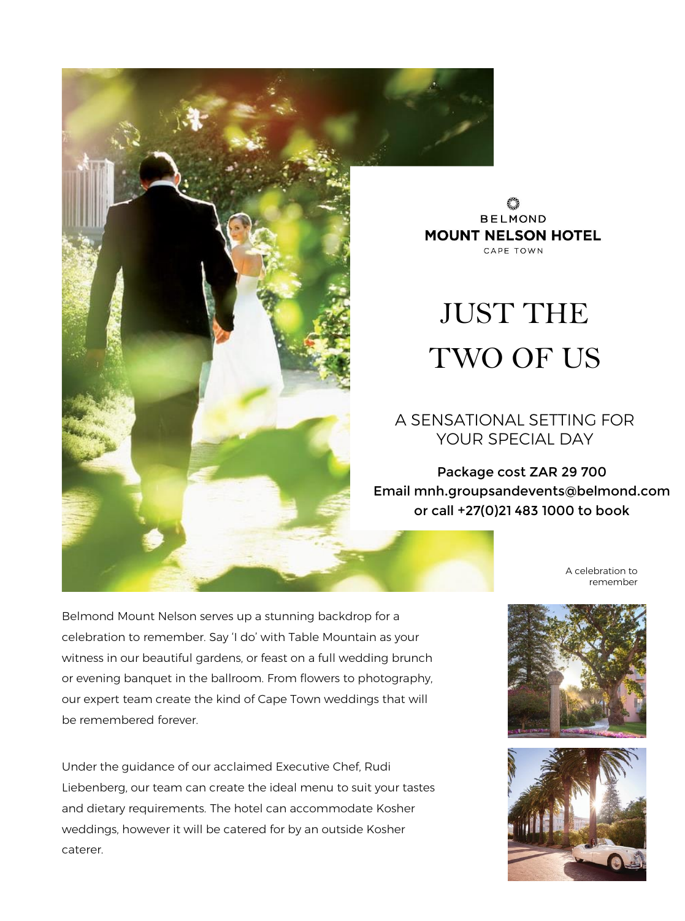BELMOND
**MOUNT NELSON HOTEL**
CAPE TOWN

# JUST THE TWO OF US

## A SENSATIONAL SETTING FOR YOUR SPECIAL DAY

Package cost ZAR 29 700
Email mnh.groupsandevents@belmond.com
or call +27(0)21 483 1000 to book

A celebration to remember

Belmond Mount Nelson serves up a stunning backdrop for a celebration to remember. Say 'I do' with Table Mountain as your witness in our beautiful gardens, or feast on a full wedding brunch or evening banquet in the ballroom. From flowers to photography, our expert team create the kind of Cape Town weddings that will be remembered forever.

Under the guidance of our acclaimed Executive Chef, Rudi Liebenberg, our team can create the ideal menu to suit your tastes and dietary requirements. The hotel can accommodate Kosher weddings, however it will be catered for by an outside Kosher caterer.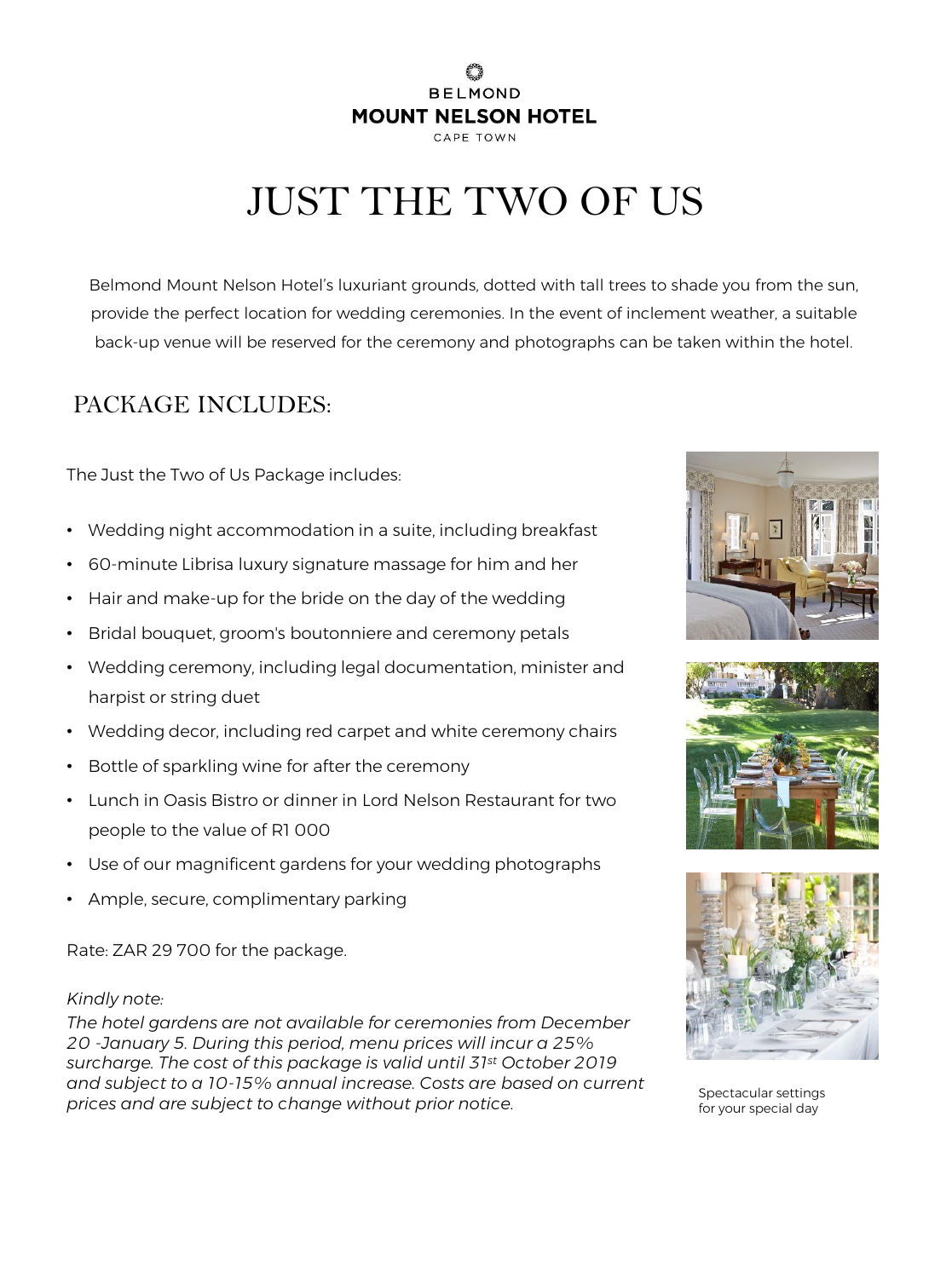BELMOND
MOUNT NELSON HOTEL
CAPE TOWN

# JUST THE TWO OF US

Belmond Mount Nelson Hotel's luxuriant grounds, dotted with tall trees to shade you from the sun, provide the perfect location for wedding ceremonies. In the event of inclement weather, a suitable back-up venue will be reserved for the ceremony and photographs can be taken within the hotel.

## PACKAGE INCLUDES:

The Just the Two of Us Package includes:

- Wedding night accommodation in a suite, including breakfast
- 60-minute Librisa luxury signature massage for him and her
- Hair and make-up for the bride on the day of the wedding
- Bridal bouquet, groom's boutonniere and ceremony petals
- Wedding ceremony, including legal documentation, minister and harpist or string duet
- Wedding decor, including red carpet and white ceremony chairs
- Bottle of sparkling wine for after the ceremony
- Lunch in Oasis Bistro or dinner in Lord Nelson Restaurant for two people to the value of R1 000
- Use of our magnificent gardens for your wedding photographs
- Ample, secure, complimentary parking

Rate: ZAR 29 700 for the package.

*Kindly note:*
*The hotel gardens are not available for ceremonies from December 20 -January 5. During this period, menu prices will incur a 25% surcharge. The cost of this package is valid until 31st October 2019 and subject to a 10-15% annual increase. Costs are based on current prices and are subject to change without prior notice.*

Spectacular settings for your special day